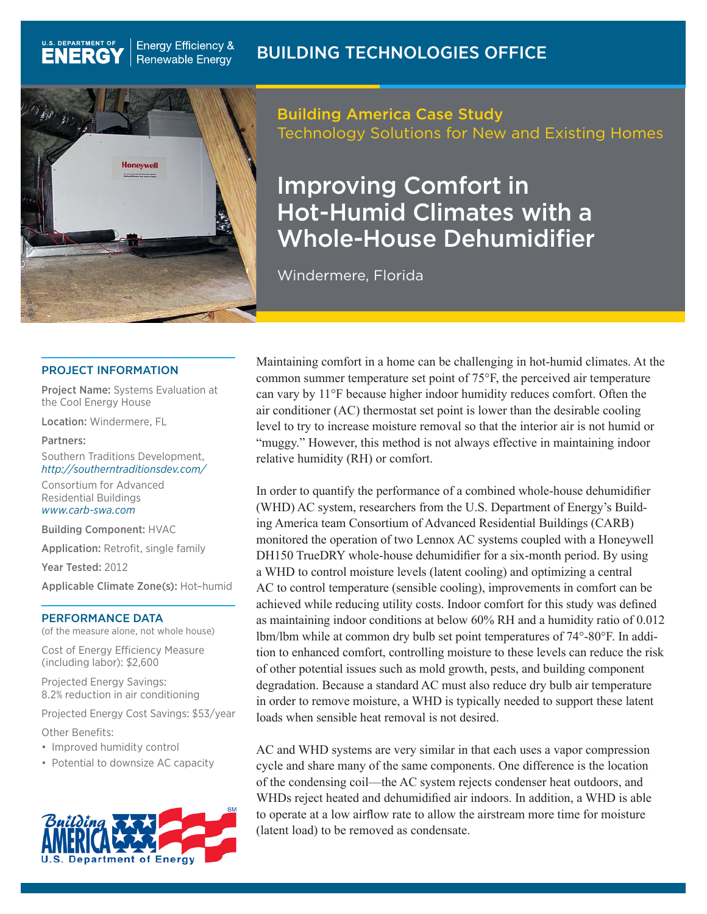BUILDING TECHNOLOGIES OFFICE

U.S. DEPARTMENT OF ENERGY | Energy Efficiency & Renewable Energy

## Building America Case Study

Technology Solutions for New and Existing Homes

# Improving Comfort in Hot-Humid Climates with a Whole-House Dehumidifier

Windermere, Florida

### PROJECT INFORMATION

**Project Name:** Systems Evaluation at the Cool Energy House

**Location:** Windermere, FL

**Partners:**

Southern Traditions Development, *http://southerntraditionsdev.com/*

Consortium for Advanced Residential Buildings *www.carb-swa.com*

**Building Component:** HVAC

**Application:** Retrofit, single family

**Year Tested:** 2012

**Applicable Climate Zone(s):** Hot–humid

### PERFORMANCE DATA

(of the measure alone, not whole house)

Cost of Energy Efficiency Measure (including labor): $2,600

Projected Energy Savings: 8.2% reduction in air conditioning

Projected Energy Cost Savings: $53/year

Other Benefits:

- Improved humidity control
- Potential to downsize AC capacity

Maintaining comfort in a home can be challenging in hot-humid climates. At the common summer temperature set point of 75°F, the perceived air temperature can vary by 11°F because higher indoor humidity reduces comfort. Often the air conditioner (AC) thermostat set point is lower than the desirable cooling level to try to increase moisture removal so that the interior air is not humid or "muggy." However, this method is not always effective in maintaining indoor relative humidity (RH) or comfort.

In order to quantify the performance of a combined whole-house dehumidifier (WHD) AC system, researchers from the U.S. Department of Energy's Building America team Consortium of Advanced Residential Buildings (CARB) monitored the operation of two Lennox AC systems coupled with a Honeywell DH150 TrueDRY whole-house dehumidifier for a six-month period. By using a WHD to control moisture levels (latent cooling) and optimizing a central AC to control temperature (sensible cooling), improvements in comfort can be achieved while reducing utility costs. Indoor comfort for this study was defined as maintaining indoor conditions at below 60% RH and a humidity ratio of 0.012 lbm/lbm while at common dry bulb set point temperatures of 74°-80°F. In addition to enhanced comfort, controlling moisture to these levels can reduce the risk of other potential issues such as mold growth, pests, and building component degradation. Because a standard AC must also reduce dry bulb air temperature in order to remove moisture, a WHD is typically needed to support these latent loads when sensible heat removal is not desired.

AC and WHD systems are very similar in that each uses a vapor compression cycle and share many of the same components. One difference is the location of the condensing coil—the AC system rejects condenser heat outdoors, and WHDs reject heated and dehumidified air indoors. In addition, a WHD is able to operate at a low airflow rate to allow the airstream more time for moisture (latent load) to be removed as condensate.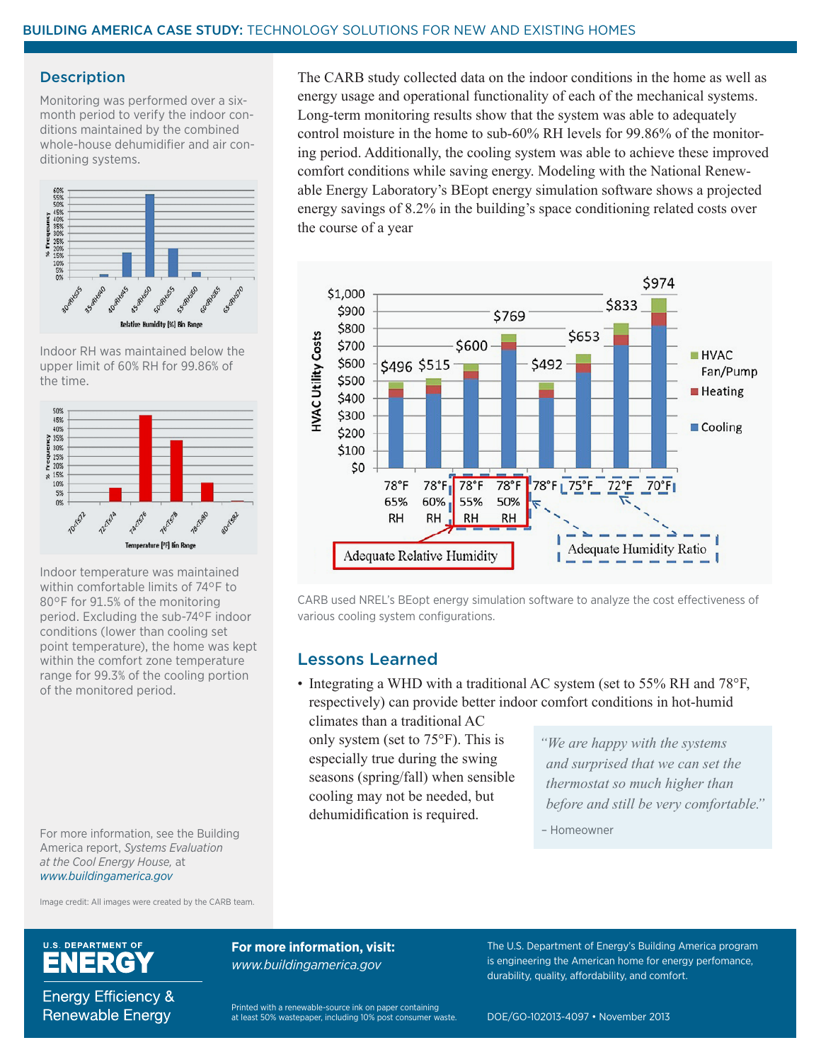## Description

Monitoring was performed over a six-month period to verify the indoor conditions maintained by the combined whole-house dehumidifier and air conditioning systems.

% Frequency
60%
55%
50%
45%
40%
35%
30%
25%
20%
15%
10%
5%
0%
30<RH≤35
35<RH≤40
40<RH≤45
45<RH≤50
50<RH≤55
55<RH≤60
60<RH≤65
65<RH≤70
Relative Humidity [%] Bin Range

Indoor RH was maintained below the upper limit of 60% RH for 99.86% of the time.

% Frequency
50%
45%
40%
35%
30%
25%
20%
15%
10%
5%
0%
70<T≤72
72<T≤74
74<T≤76
76<T≤78
78<T≤80
80<T≤82
Temperature [°F] Bin Range

Indoor temperature was maintained within comfortable limits of 74°F to 80°F for 91.5% of the monitoring period. Excluding the sub-74°F indoor conditions (lower than cooling set point temperature), the home was kept within the comfort zone temperature range for 99.3% of the cooling portion of the monitored period.

For more information, see the Building America report, *Systems Evaluation at the Cool Energy House,* at *www.buildingamerica.gov*

Image credit: All images were created by the CARB team.

The CARB study collected data on the indoor conditions in the home as well as energy usage and operational functionality of each of the mechanical systems. Long-term monitoring results show that the system was able to adequately control moisture in the home to sub-60% RH levels for 99.86% of the monitoring period. Additionally, the cooling system was able to achieve these improved comfort conditions while saving energy. Modeling with the National Renewable Energy Laboratory's BEopt energy simulation software shows a projected energy savings of 8.2% in the building's space conditioning related costs over the course of a year

HVAC Utility Costs
$1,000
$900
$800
$700
$600
$500
$400
$300
$200
$100
$0
$496
$515
$600
$769
$492
$653
$833
$974
78°F 65% RH
78°F 60% RH
78°F 55% RH
78°F 50% RH
78°F
75°F
72°F
70°F
HVAC Fan/Pump
Heating
Cooling
Adequate Relative Humidity
Adequate Humidity Ratio

CARB used NREL's BEopt energy simulation software to analyze the cost effectiveness of various cooling system configurations.

## Lessons Learned

- Integrating a WHD with a traditional AC system (set to 55% RH and 78°F, respectively) can provide better indoor comfort conditions in hot-humid climates than a traditional AC only system (set to 75°F). This is especially true during the swing seasons (spring/fall) when sensible cooling may not be needed, but dehumidification is required.

> *"We are happy with the systems and surprised that we can set the thermostat so much higher than before and still be very comfortable."*
>
> – Homeowner

U.S. DEPARTMENT OF ENERGY

Energy Efficiency & Renewable Energy

**For more information, visit:**
*www.buildingamerica.gov*

Printed with a renewable-source ink on paper containing at least 50% wastepaper, including 10% post consumer waste.

The U.S. Department of Energy's Building America program is engineering the American home for energy perfomance, durability, quality, affordability, and comfort.

DOE/GO-102013-4097 • November 2013